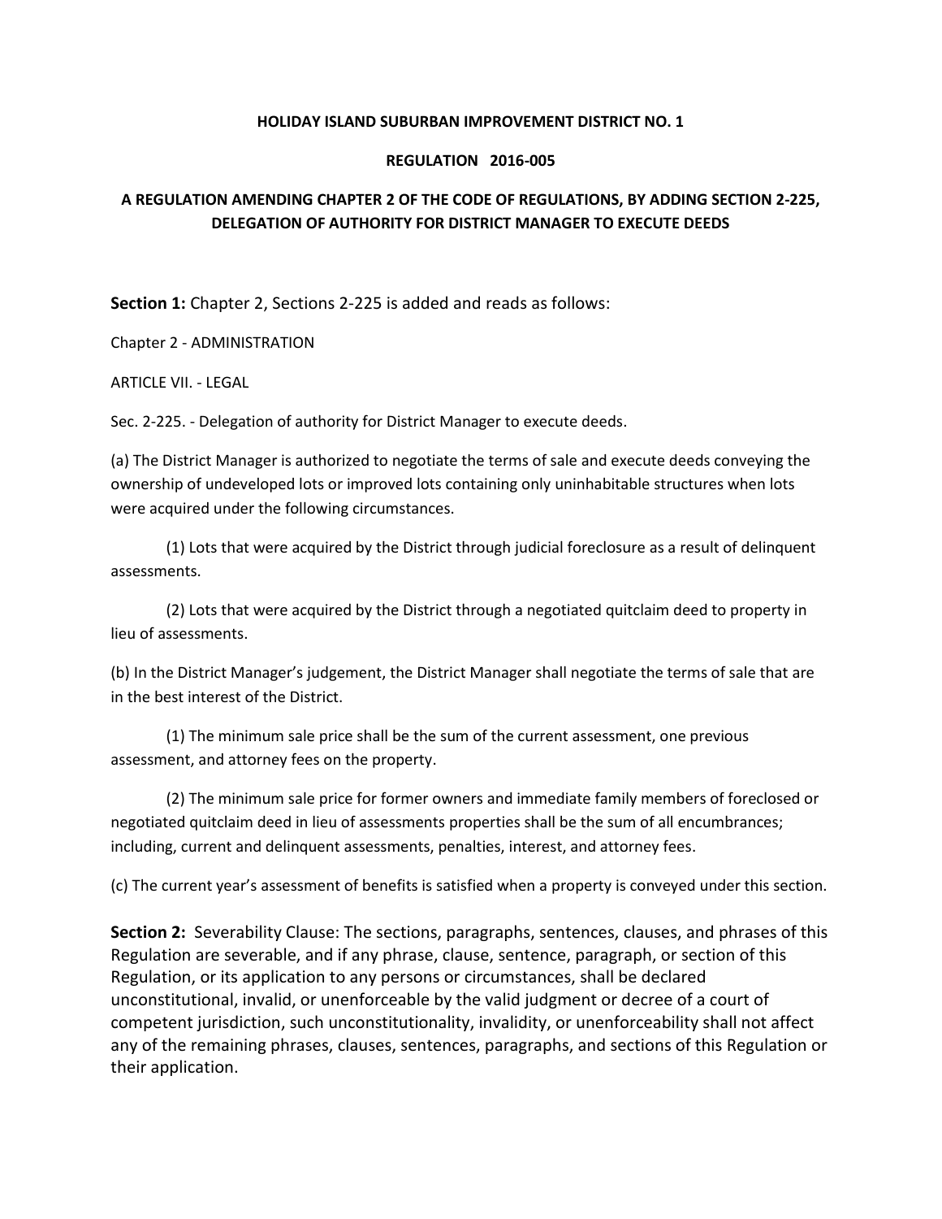**HOLIDAY ISLAND SUBURBAN IMPROVEMENT DISTRICT NO. 1**

**REGULATION 2016-005**

**A REGULATION AMENDING CHAPTER 2 OF THE CODE OF REGULATIONS, BY ADDING SECTION 2-225, DELEGATION OF AUTHORITY FOR DISTRICT MANAGER TO EXECUTE DEEDS**

**Section 1:** Chapter 2, Sections 2-225 is added and reads as follows:

Chapter 2 - ADMINISTRATION

ARTICLE VII. - LEGAL

Sec. 2-225. - Delegation of authority for District Manager to execute deeds.

(a) The District Manager is authorized to negotiate the terms of sale and execute deeds conveying the ownership of undeveloped lots or improved lots containing only uninhabitable structures when lots were acquired under the following circumstances.

(1) Lots that were acquired by the District through judicial foreclosure as a result of delinquent assessments.

(2) Lots that were acquired by the District through a negotiated quitclaim deed to property in lieu of assessments.

(b) In the District Manager's judgement, the District Manager shall negotiate the terms of sale that are in the best interest of the District.

(1) The minimum sale price shall be the sum of the current assessment, one previous assessment, and attorney fees on the property.

(2) The minimum sale price for former owners and immediate family members of foreclosed or negotiated quitclaim deed in lieu of assessments properties shall be the sum of all encumbrances; including, current and delinquent assessments, penalties, interest, and attorney fees.

(c) The current year's assessment of benefits is satisfied when a property is conveyed under this section.

**Section 2:** Severability Clause: The sections, paragraphs, sentences, clauses, and phrases of this Regulation are severable, and if any phrase, clause, sentence, paragraph, or section of this Regulation, or its application to any persons or circumstances, shall be declared unconstitutional, invalid, or unenforceable by the valid judgment or decree of a court of competent jurisdiction, such unconstitutionality, invalidity, or unenforceability shall not affect any of the remaining phrases, clauses, sentences, paragraphs, and sections of this Regulation or their application.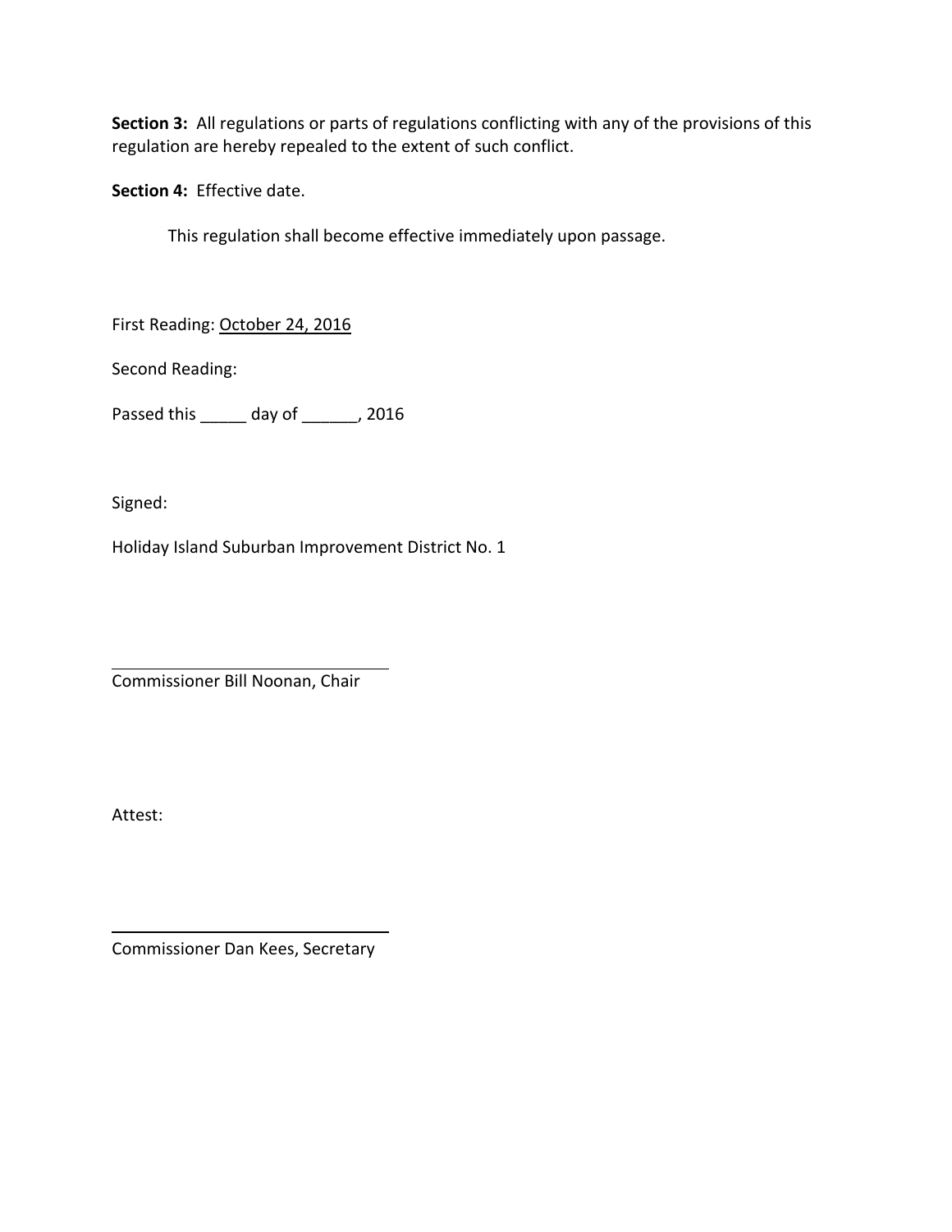**Section 3:** All regulations or parts of regulations conflicting with any of the provisions of this regulation are hereby repealed to the extent of such conflict.

**Section 4:** Effective date.

This regulation shall become effective immediately upon passage.

First Reading: <u>October 24, 2016</u>

Second Reading:

Passed this _____ day of ______, 2016

Signed:

Holiday Island Suburban Improvement District No. 1

______________________________
Commissioner Bill Noonan, Chair

Attest:

______________________________
Commissioner Dan Kees, Secretary